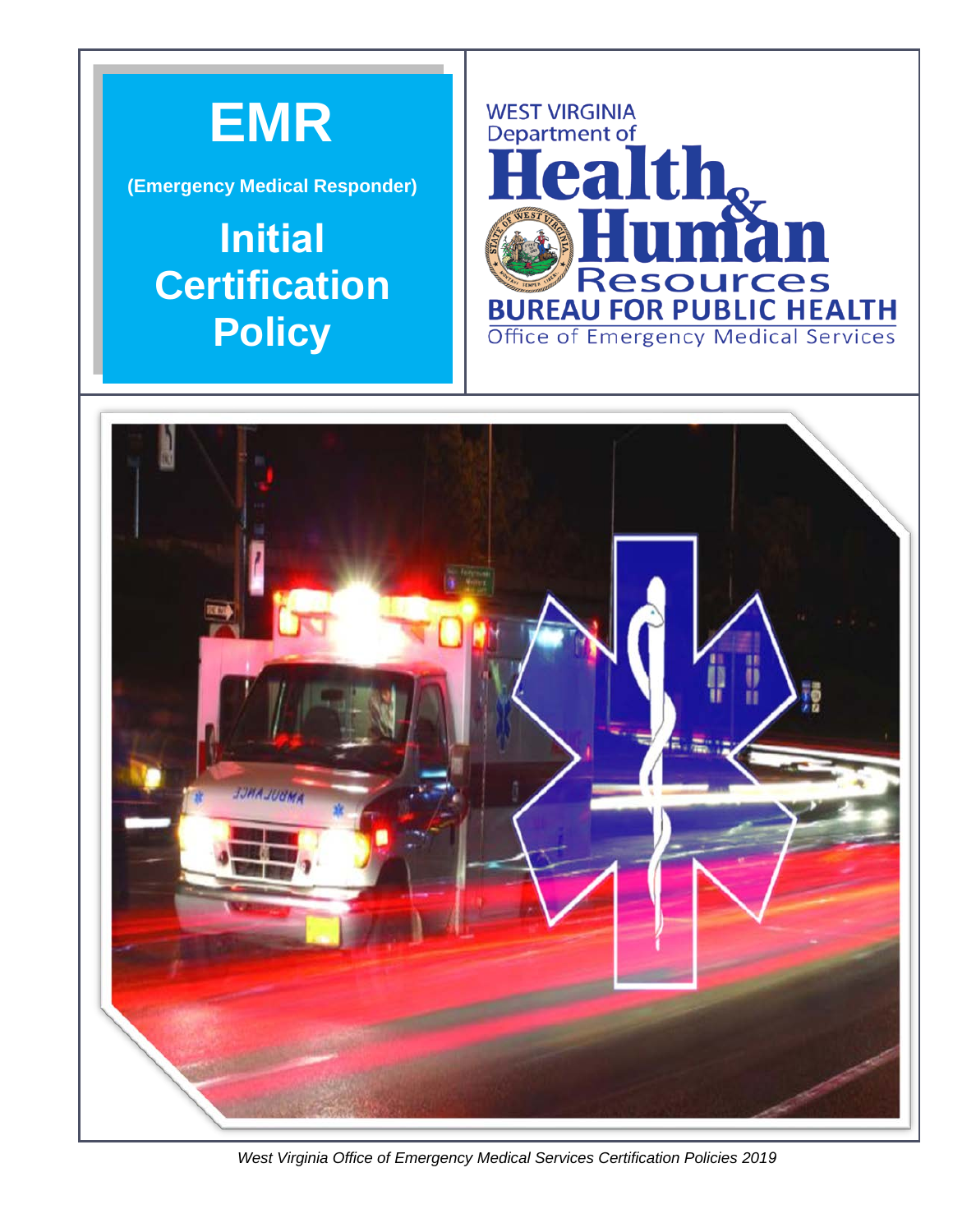# EMR

**(Emergency Medical Responder)**

# Initial Certification Policy

WEST VIRGINIA
Department of
**Health & Human Resources**
**BUREAU FOR PUBLIC HEALTH**
Office of Emergency Medical Services

*West Virginia Office of Emergency Medical Services Certification Policies 2019*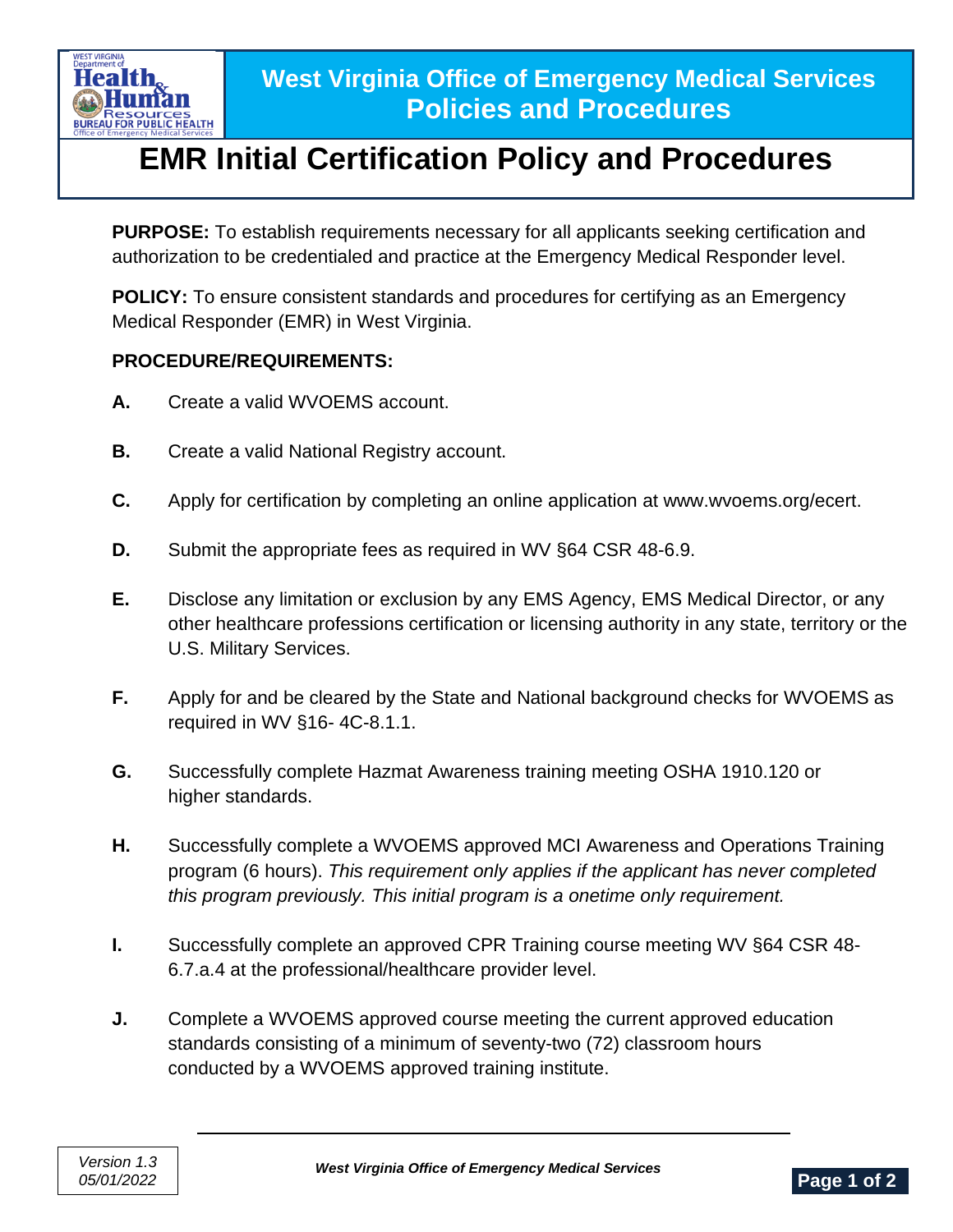# West Virginia Office of Emergency Medical Services Policies and Procedures

# EMR Initial Certification Policy and Procedures

**PURPOSE:** To establish requirements necessary for all applicants seeking certification and authorization to be credentialed and practice at the Emergency Medical Responder level.

**POLICY:** To ensure consistent standards and procedures for certifying as an Emergency Medical Responder (EMR) in West Virginia.

**PROCEDURE/REQUIREMENTS:**

**A.** Create a valid WVOEMS account.

**B.** Create a valid National Registry account.

**C.** Apply for certification by completing an online application at www.wvoems.org/ecert.

**D.** Submit the appropriate fees as required in WV §64 CSR 48-6.9.

**E.** Disclose any limitation or exclusion by any EMS Agency, EMS Medical Director, or any other healthcare professions certification or licensing authority in any state, territory or the U.S. Military Services.

**F.** Apply for and be cleared by the State and National background checks for WVOEMS as required in WV §16- 4C-8.1.1.

**G.** Successfully complete Hazmat Awareness training meeting OSHA 1910.120 or higher standards.

**H.** Successfully complete a WVOEMS approved MCI Awareness and Operations Training program (6 hours). *This requirement only applies if the applicant has never completed this program previously. This initial program is a onetime only requirement.*

**I.** Successfully complete an approved CPR Training course meeting WV §64 CSR 48-6.7.a.4 at the professional/healthcare provider level.

**J.** Complete a WVOEMS approved course meeting the current approved education standards consisting of a minimum of seventy-two (72) classroom hours conducted by a WVOEMS approved training institute.

*Version 1.3*
*05/01/2022*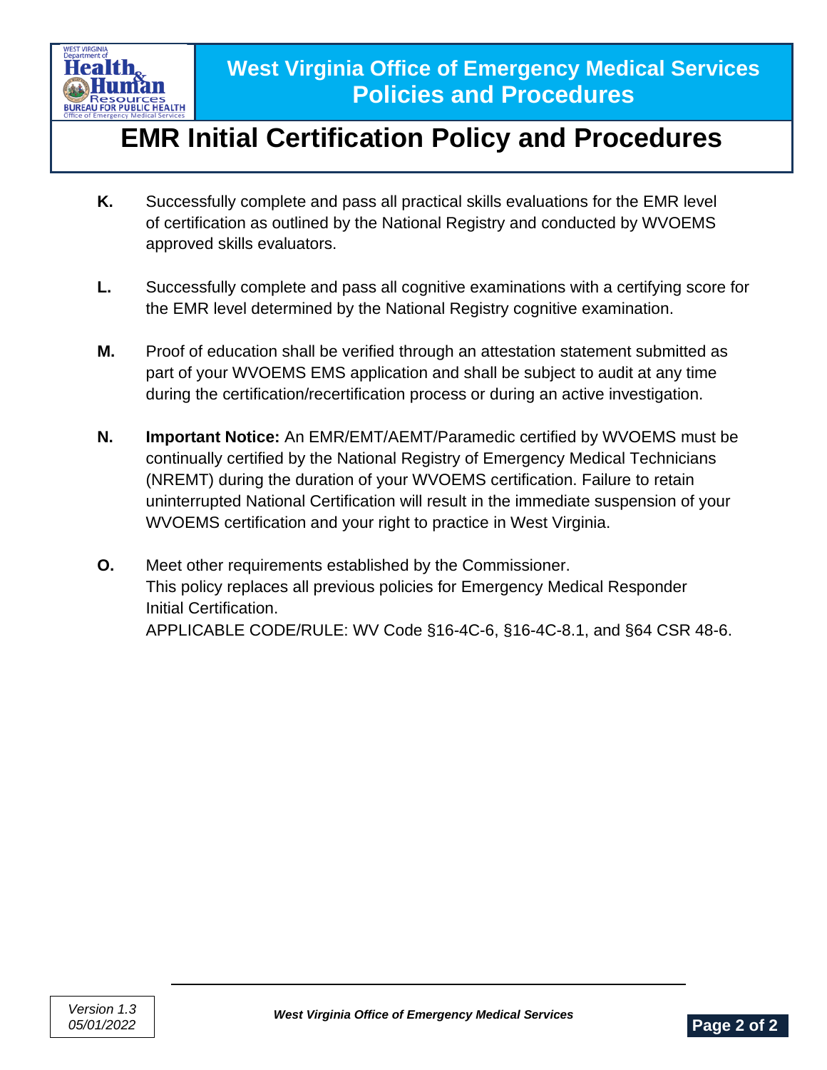# EMR Initial Certification Policy and Procedures

**K.** Successfully complete and pass all practical skills evaluations for the EMR level of certification as outlined by the National Registry and conducted by WVOEMS approved skills evaluators.

**L.** Successfully complete and pass all cognitive examinations with a certifying score for the EMR level determined by the National Registry cognitive examination.

**M.** Proof of education shall be verified through an attestation statement submitted as part of your WVOEMS EMS application and shall be subject to audit at any time during the certification/recertification process or during an active investigation.

**N.** **Important Notice:** An EMR/EMT/AEMT/Paramedic certified by WVOEMS must be continually certified by the National Registry of Emergency Medical Technicians (NREMT) during the duration of your WVOEMS certification. Failure to retain uninterrupted National Certification will result in the immediate suspension of your WVOEMS certification and your right to practice in West Virginia.

**O.** Meet other requirements established by the Commissioner.
This policy replaces all previous policies for Emergency Medical Responder Initial Certification.
APPLICABLE CODE/RULE: WV Code §16-4C-6, §16-4C-8.1, and §64 CSR 48-6.

*Version 1.3*
*05/01/2022*